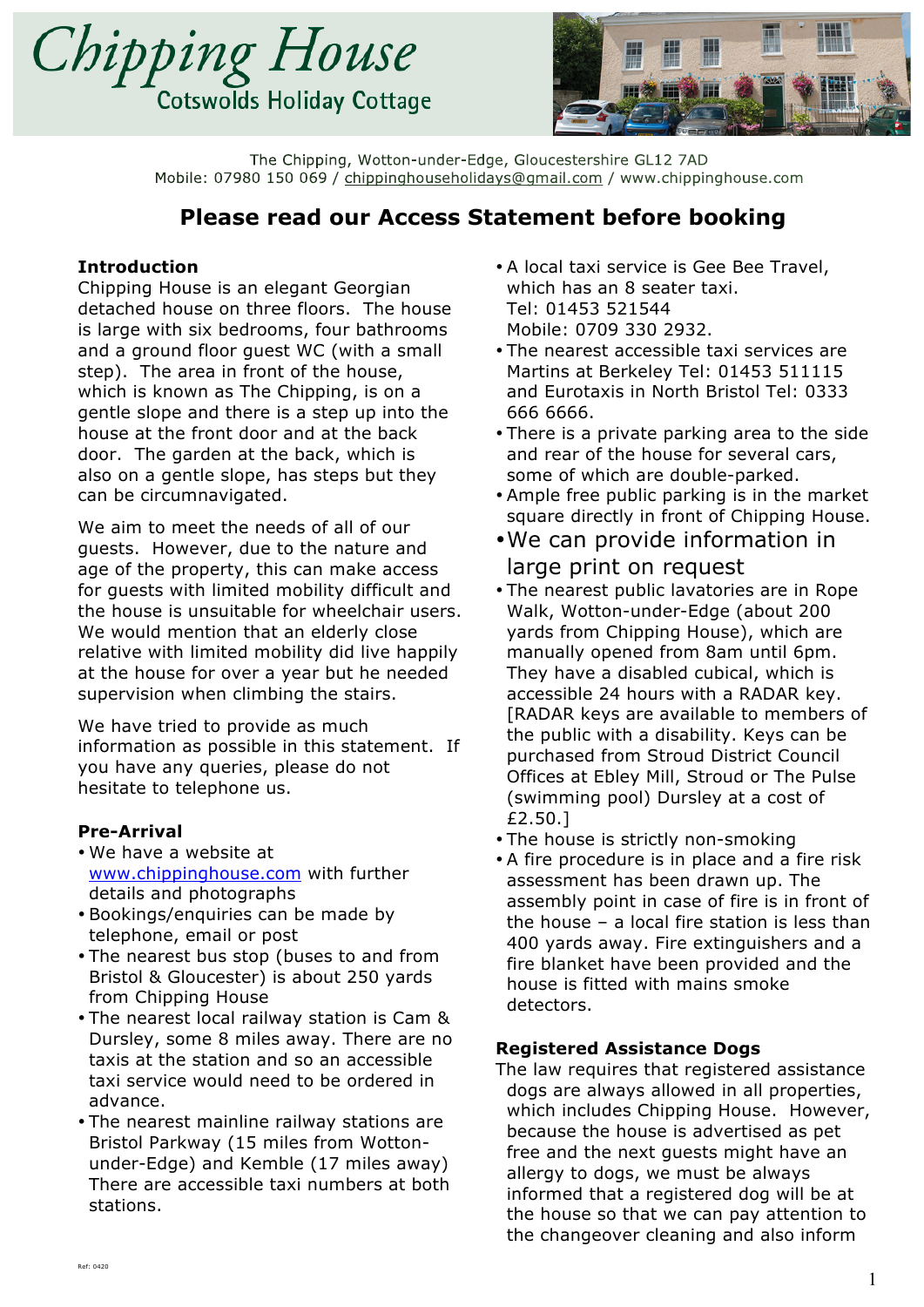# Chipping House

Cotswolds Holiday Cottage

The Chipping, Wotton-under-Edge, Gloucestershire GL12 7AD
Mobile: 07980 150 069 / chippinghouseholidays@gmail.com / www.chippinghouse.com

## Please read our Access Statement before booking

### Introduction

Chipping House is an elegant Georgian detached house on three floors. The house is large with six bedrooms, four bathrooms and a ground floor guest WC (with a small step). The area in front of the house, which is known as The Chipping, is on a gentle slope and there is a step up into the house at the front door and at the back door. The garden at the back, which is also on a gentle slope, has steps but they can be circumnavigated.

We aim to meet the needs of all of our guests. However, due to the nature and age of the property, this can make access for guests with limited mobility difficult and the house is unsuitable for wheelchair users. We would mention that an elderly close relative with limited mobility did live happily at the house for over a year but he needed supervision when climbing the stairs.

We have tried to provide as much information as possible in this statement. If you have any queries, please do not hesitate to telephone us.

### Pre-Arrival

- We have a website at www.chippinghouse.com with further details and photographs
- Bookings/enquiries can be made by telephone, email or post
- The nearest bus stop (buses to and from Bristol & Gloucester) is about 250 yards from Chipping House
- The nearest local railway station is Cam & Dursley, some 8 miles away. There are no taxis at the station and so an accessible taxi service would need to be ordered in advance.
- The nearest mainline railway stations are Bristol Parkway (15 miles from Wotton-under-Edge) and Kemble (17 miles away) There are accessible taxi numbers at both stations.
- A local taxi service is Gee Bee Travel, which has an 8 seater taxi.
  Tel: 01453 521544
  Mobile: 0709 330 2932.
- The nearest accessible taxi services are Martins at Berkeley Tel: 01453 511115 and Eurotaxis in North Bristol Tel: 0333 666 6666.
- There is a private parking area to the side and rear of the house for several cars, some of which are double-parked.
- Ample free public parking is in the market square directly in front of Chipping House.
- We can provide information in large print on request
- The nearest public lavatories are in Rope Walk, Wotton-under-Edge (about 200 yards from Chipping House), which are manually opened from 8am until 6pm. They have a disabled cubical, which is accessible 24 hours with a RADAR key. [RADAR keys are available to members of the public with a disability. Keys can be purchased from Stroud District Council Offices at Ebley Mill, Stroud or The Pulse (swimming pool) Dursley at a cost of £2.50.]
- The house is strictly non-smoking
- A fire procedure is in place and a fire risk assessment has been drawn up. The assembly point in case of fire is in front of the house – a local fire station is less than 400 yards away. Fire extinguishers and a fire blanket have been provided and the house is fitted with mains smoke detectors.

### Registered Assistance Dogs

The law requires that registered assistance dogs are always allowed in all properties, which includes Chipping House. However, because the house is advertised as pet free and the next guests might have an allergy to dogs, we must be always informed that a registered dog will be at the house so that we can pay attention to the changeover cleaning and also inform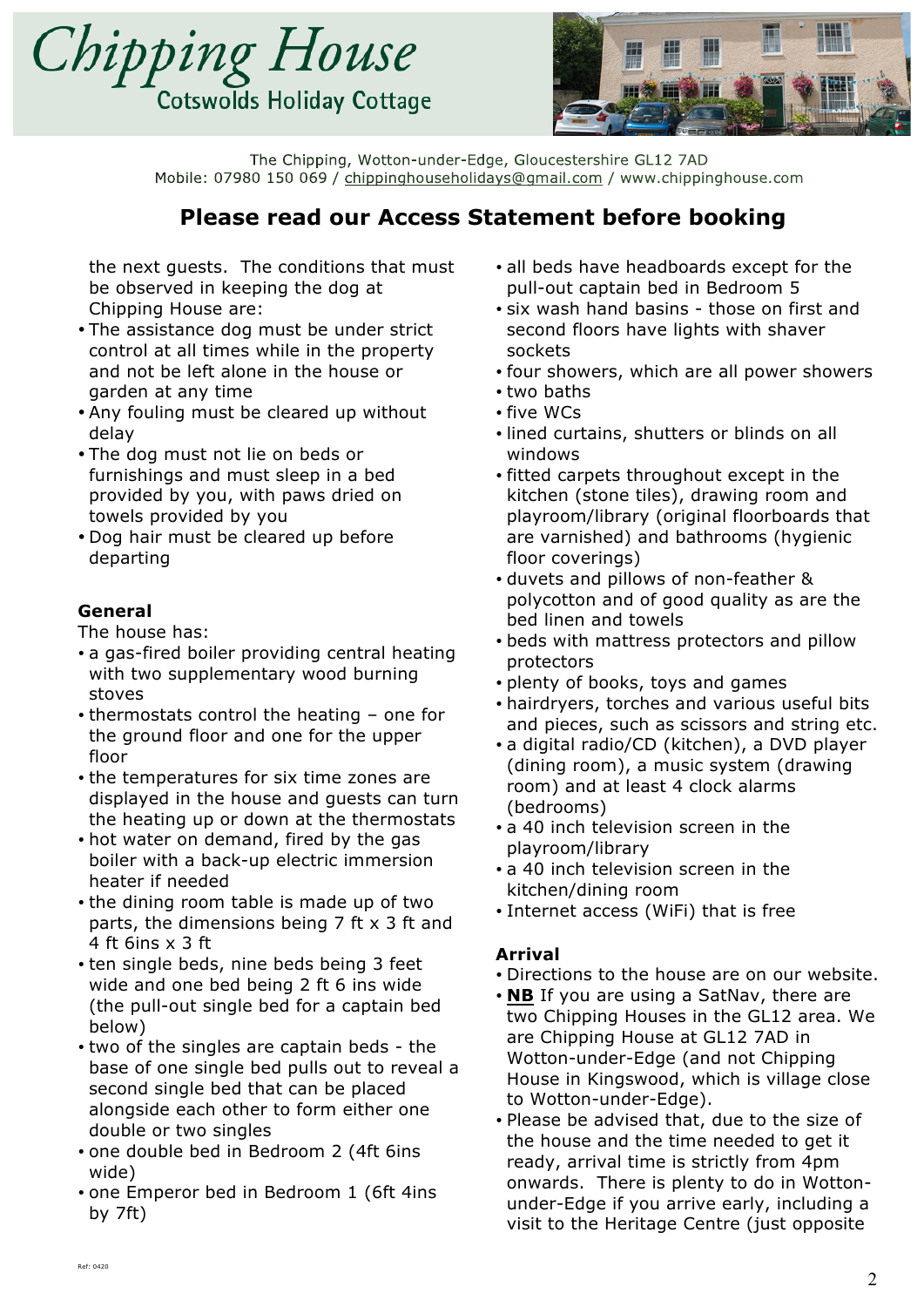# Chipping House

Cotswolds Holiday Cottage

The Chipping, Wotton-under-Edge, Gloucestershire GL12 7AD
Mobile: 07980 150 069 / chippinghouseholidays@gmail.com / www.chippinghouse.com

## Please read our Access Statement before booking

the next guests. The conditions that must be observed in keeping the dog at Chipping House are:

- The assistance dog must be under strict control at all times while in the property and not be left alone in the house or garden at any time
- Any fouling must be cleared up without delay
- The dog must not lie on beds or furnishings and must sleep in a bed provided by you, with paws dried on towels provided by you
- Dog hair must be cleared up before departing

### General

The house has:

- a gas-fired boiler providing central heating with two supplementary wood burning stoves
- thermostats control the heating – one for the ground floor and one for the upper floor
- the temperatures for six time zones are displayed in the house and guests can turn the heating up or down at the thermostats
- hot water on demand, fired by the gas boiler with a back-up electric immersion heater if needed
- the dining room table is made up of two parts, the dimensions being 7 ft x 3 ft and 4 ft 6ins x 3 ft
- ten single beds, nine beds being 3 feet wide and one bed being 2 ft 6 ins wide (the pull-out single bed for a captain bed below)
- two of the singles are captain beds - the base of one single bed pulls out to reveal a second single bed that can be placed alongside each other to form either one double or two singles
- one double bed in Bedroom 2 (4ft 6ins wide)
- one Emperor bed in Bedroom 1 (6ft 4ins by 7ft)
- all beds have headboards except for the pull-out captain bed in Bedroom 5
- six wash hand basins - those on first and second floors have lights with shaver sockets
- four showers, which are all power showers
- two baths
- five WCs
- lined curtains, shutters or blinds on all windows
- fitted carpets throughout except in the kitchen (stone tiles), drawing room and playroom/library (original floorboards that are varnished) and bathrooms (hygienic floor coverings)
- duvets and pillows of non-feather & polycotton and of good quality as are the bed linen and towels
- beds with mattress protectors and pillow protectors
- plenty of books, toys and games
- hairdryers, torches and various useful bits and pieces, such as scissors and string etc.
- a digital radio/CD (kitchen), a DVD player (dining room), a music system (drawing room) and at least 4 clock alarms (bedrooms)
- a 40 inch television screen in the playroom/library
- a 40 inch television screen in the kitchen/dining room
- Internet access (WiFi) that is free

### Arrival

- Directions to the house are on our website.
- **NB** If you are using a SatNav, there are two Chipping Houses in the GL12 area. We are Chipping House at GL12 7AD in Wotton-under-Edge (and not Chipping House in Kingswood, which is village close to Wotton-under-Edge).
- Please be advised that, due to the size of the house and the time needed to get it ready, arrival time is strictly from 4pm onwards. There is plenty to do in Wotton-under-Edge if you arrive early, including a visit to the Heritage Centre (just opposite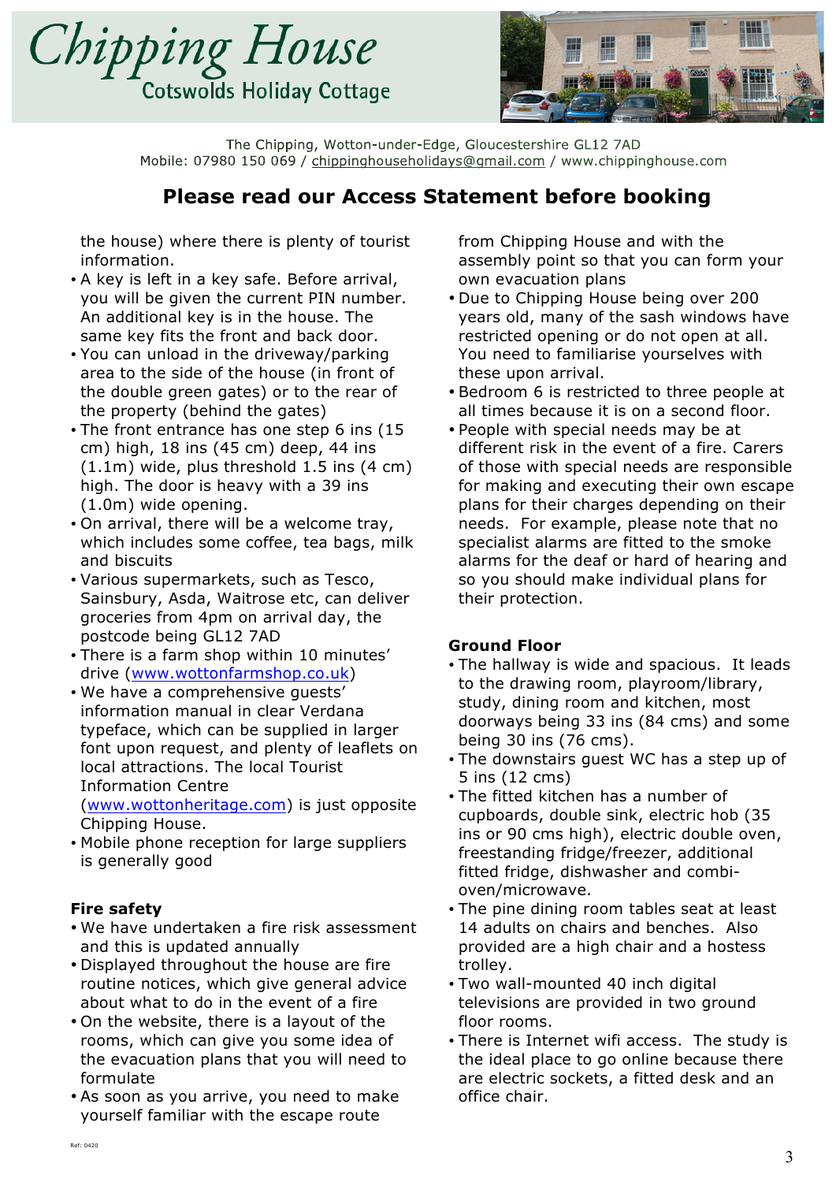# Chipping House

Cotswolds Holiday Cottage

The Chipping, Wotton-under-Edge, Gloucestershire GL12 7AD
Mobile: 07980 150 069 / chippinghouseholidays@gmail.com / www.chippinghouse.com

## Please read our Access Statement before booking

the house) where there is plenty of tourist information.

- A key is left in a key safe. Before arrival, you will be given the current PIN number. An additional key is in the house. The same key fits the front and back door.
- You can unload in the driveway/parking area to the side of the house (in front of the double green gates) or to the rear of the property (behind the gates)
- The front entrance has one step 6 ins (15 cm) high, 18 ins (45 cm) deep, 44 ins (1.1m) wide, plus threshold 1.5 ins (4 cm) high. The door is heavy with a 39 ins (1.0m) wide opening.
- On arrival, there will be a welcome tray, which includes some coffee, tea bags, milk and biscuits
- Various supermarkets, such as Tesco, Sainsbury, Asda, Waitrose etc, can deliver groceries from 4pm on arrival day, the postcode being GL12 7AD
- There is a farm shop within 10 minutes' drive (www.wottonfarmshop.co.uk)
- We have a comprehensive guests' information manual in clear Verdana typeface, which can be supplied in larger font upon request, and plenty of leaflets on local attractions. The local Tourist Information Centre (www.wottonheritage.com) is just opposite Chipping House.
- Mobile phone reception for large suppliers is generally good

### Fire safety

- We have undertaken a fire risk assessment and this is updated annually
- Displayed throughout the house are fire routine notices, which give general advice about what to do in the event of a fire
- On the website, there is a layout of the rooms, which can give you some idea of the evacuation plans that you will need to formulate
- As soon as you arrive, you need to make yourself familiar with the escape route from Chipping House and with the assembly point so that you can form your own evacuation plans
- Due to Chipping House being over 200 years old, many of the sash windows have restricted opening or do not open at all. You need to familiarise yourselves with these upon arrival.
- Bedroom 6 is restricted to three people at all times because it is on a second floor.
- People with special needs may be at different risk in the event of a fire. Carers of those with special needs are responsible for making and executing their own escape plans for their charges depending on their needs. For example, please note that no specialist alarms are fitted to the smoke alarms for the deaf or hard of hearing and so you should make individual plans for their protection.

### Ground Floor

- The hallway is wide and spacious. It leads to the drawing room, playroom/library, study, dining room and kitchen, most doorways being 33 ins (84 cms) and some being 30 ins (76 cms).
- The downstairs guest WC has a step up of 5 ins (12 cms)
- The fitted kitchen has a number of cupboards, double sink, electric hob (35 ins or 90 cms high), electric double oven, freestanding fridge/freezer, additional fitted fridge, dishwasher and combi-oven/microwave.
- The pine dining room tables seat at least 14 adults on chairs and benches. Also provided are a high chair and a hostess trolley.
- Two wall-mounted 40 inch digital televisions are provided in two ground floor rooms.
- There is Internet wifi access. The study is the ideal place to go online because there are electric sockets, a fitted desk and an office chair.

Ref: 0420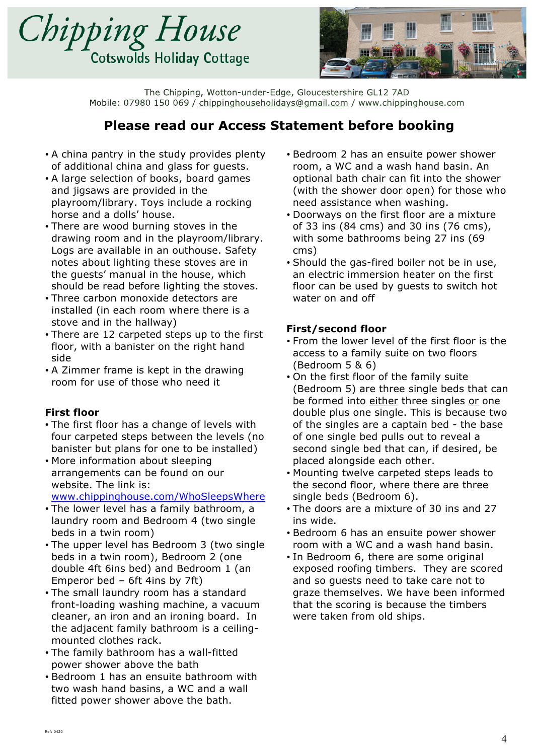# Chipping House

Cotswolds Holiday Cottage

The Chipping, Wotton-under-Edge, Gloucestershire GL12 7AD
Mobile: 07980 150 069 / chippinghouseholidays@gmail.com / www.chippinghouse.com

## Please read our Access Statement before booking

- A china pantry in the study provides plenty of additional china and glass for guests.
- A large selection of books, board games and jigsaws are provided in the playroom/library. Toys include a rocking horse and a dolls' house.
- There are wood burning stoves in the drawing room and in the playroom/library. Logs are available in an outhouse. Safety notes about lighting these stoves are in the guests' manual in the house, which should be read before lighting the stoves.
- Three carbon monoxide detectors are installed (in each room where there is a stove and in the hallway)
- There are 12 carpeted steps up to the first floor, with a banister on the right hand side
- A Zimmer frame is kept in the drawing room for use of those who need it

### First floor

- The first floor has a change of levels with four carpeted steps between the levels (no banister but plans for one to be installed)
- More information about sleeping arrangements can be found on our website. The link is: www.chippinghouse.com/WhoSleepsWhere
- The lower level has a family bathroom, a laundry room and Bedroom 4 (two single beds in a twin room)
- The upper level has Bedroom 3 (two single beds in a twin room), Bedroom 2 (one double 4ft 6ins bed) and Bedroom 1 (an Emperor bed – 6ft 4ins by 7ft)
- The small laundry room has a standard front-loading washing machine, a vacuum cleaner, an iron and an ironing board. In the adjacent family bathroom is a ceiling-mounted clothes rack.
- The family bathroom has a wall-fitted power shower above the bath
- Bedroom 1 has an ensuite bathroom with two wash hand basins, a WC and a wall fitted power shower above the bath.
- Bedroom 2 has an ensuite power shower room, a WC and a wash hand basin. An optional bath chair can fit into the shower (with the shower door open) for those who need assistance when washing.
- Doorways on the first floor are a mixture of 33 ins (84 cms) and 30 ins (76 cms), with some bathrooms being 27 ins (69 cms)
- Should the gas-fired boiler not be in use, an electric immersion heater on the first floor can be used by guests to switch hot water on and off

### First/second floor

- From the lower level of the first floor is the access to a family suite on two floors (Bedroom 5 & 6)
- On the first floor of the family suite (Bedroom 5) are three single beds that can be formed into either three singles or one double plus one single. This is because two of the singles are a captain bed - the base of one single bed pulls out to reveal a second single bed that can, if desired, be placed alongside each other.
- Mounting twelve carpeted steps leads to the second floor, where there are three single beds (Bedroom 6).
- The doors are a mixture of 30 ins and 27 ins wide.
- Bedroom 6 has an ensuite power shower room with a WC and a wash hand basin.
- In Bedroom 6, there are some original exposed roofing timbers. They are scored and so guests need to take care not to graze themselves. We have been informed that the scoring is because the timbers were taken from old ships.

Ref: 0420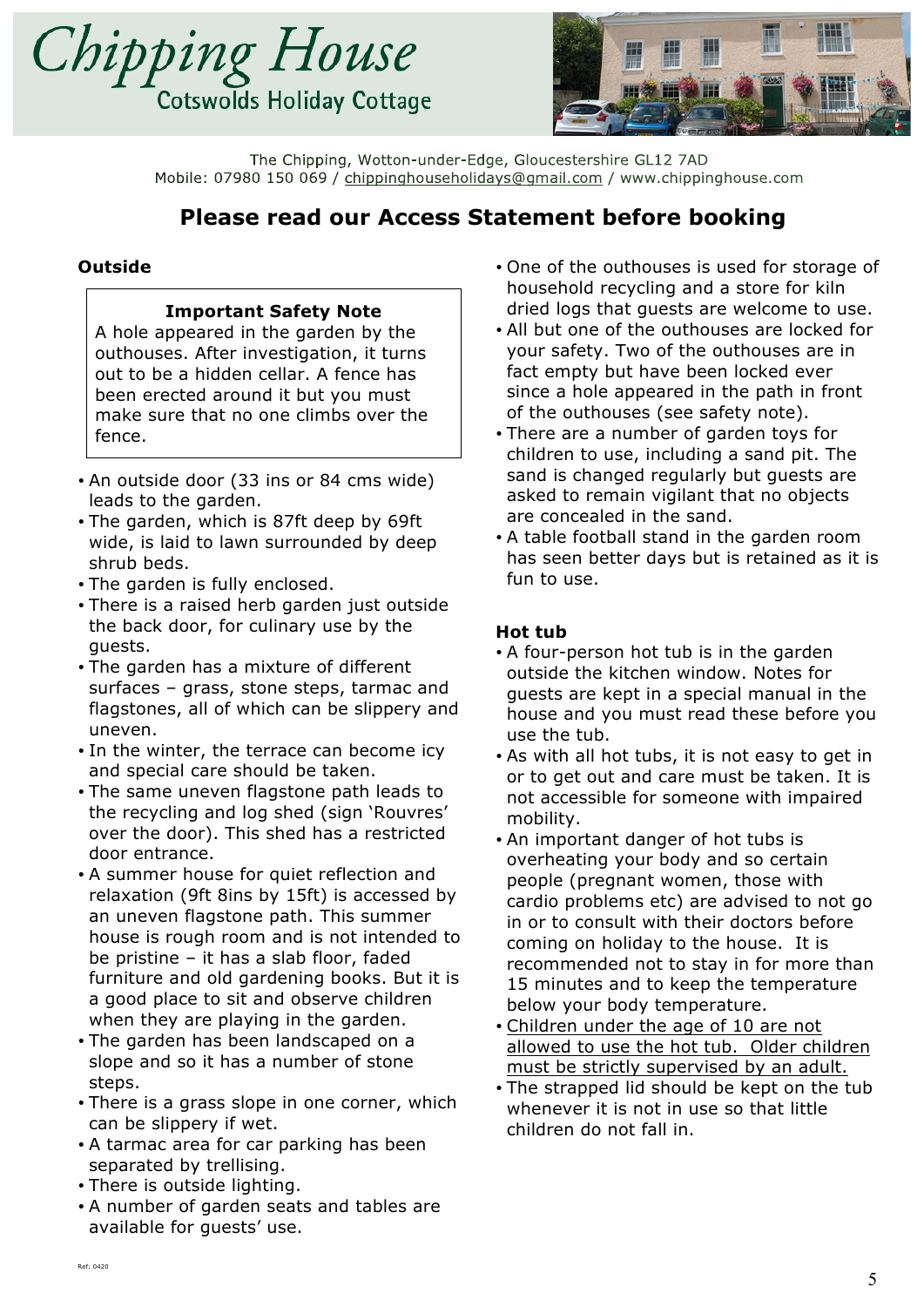# Chipping House

Cotswolds Holiday Cottage

The Chipping, Wotton-under-Edge, Gloucestershire GL12 7AD
Mobile: 07980 150 069 / chippinghouseholidays@gmail.com / www.chippinghouse.com

## Please read our Access Statement before booking

### Outside

> **Important Safety Note**
>
> A hole appeared in the garden by the outhouses. After investigation, it turns out to be a hidden cellar. A fence has been erected around it but you must make sure that no one climbs over the fence.

- An outside door (33 ins or 84 cms wide) leads to the garden.
- The garden, which is 87ft deep by 69ft wide, is laid to lawn surrounded by deep shrub beds.
- The garden is fully enclosed.
- There is a raised herb garden just outside the back door, for culinary use by the guests.
- The garden has a mixture of different surfaces – grass, stone steps, tarmac and flagstones, all of which can be slippery and uneven.
- In the winter, the terrace can become icy and special care should be taken.
- The same uneven flagstone path leads to the recycling and log shed (sign 'Rouvres' over the door). This shed has a restricted door entrance.
- A summer house for quiet reflection and relaxation (9ft 8ins by 15ft) is accessed by an uneven flagstone path. This summer house is rough room and is not intended to be pristine – it has a slab floor, faded furniture and old gardening books. But it is a good place to sit and observe children when they are playing in the garden.
- The garden has been landscaped on a slope and so it has a number of stone steps.
- There is a grass slope in one corner, which can be slippery if wet.
- A tarmac area for car parking has been separated by trellising.
- There is outside lighting.
- A number of garden seats and tables are available for guests' use.
- One of the outhouses is used for storage of household recycling and a store for kiln dried logs that guests are welcome to use.
- All but one of the outhouses are locked for your safety. Two of the outhouses are in fact empty but have been locked ever since a hole appeared in the path in front of the outhouses (see safety note).
- There are a number of garden toys for children to use, including a sand pit. The sand is changed regularly but guests are asked to remain vigilant that no objects are concealed in the sand.
- A table football stand in the garden room has seen better days but is retained as it is fun to use.

### Hot tub

- A four-person hot tub is in the garden outside the kitchen window. Notes for guests are kept in a special manual in the house and you must read these before you use the tub.
- As with all hot tubs, it is not easy to get in or to get out and care must be taken. It is not accessible for someone with impaired mobility.
- An important danger of hot tubs is overheating your body and so certain people (pregnant women, those with cardio problems etc) are advised to not go in or to consult with their doctors before coming on holiday to the house. It is recommended not to stay in for more than 15 minutes and to keep the temperature below your body temperature.
- <u>Children under the age of 10 are not allowed to use the hot tub. Older children must be strictly supervised by an adult.</u>
- The strapped lid should be kept on the tub whenever it is not in use so that little children do not fall in.

Ref: 0420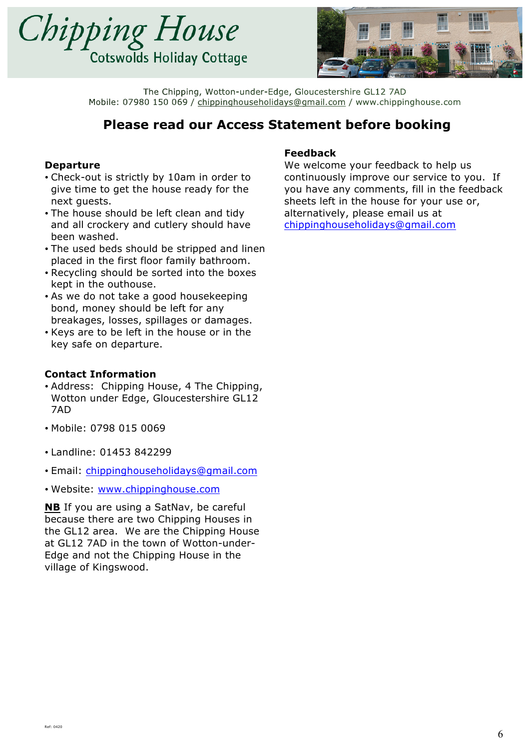# Chipping House

Cotswolds Holiday Cottage

The Chipping, Wotton-under-Edge, Gloucestershire GL12 7AD
Mobile: 07980 150 069 / chippinghouseholidays@gmail.com / www.chippinghouse.com

## Please read our Access Statement before booking

### Departure

- Check-out is strictly by 10am in order to give time to get the house ready for the next guests.
- The house should be left clean and tidy and all crockery and cutlery should have been washed.
- The used beds should be stripped and linen placed in the first floor family bathroom.
- Recycling should be sorted into the boxes kept in the outhouse.
- As we do not take a good housekeeping bond, money should be left for any breakages, losses, spillages or damages.
- Keys are to be left in the house or in the key safe on departure.

### Contact Information

- Address: Chipping House, 4 The Chipping, Wotton under Edge, Gloucestershire GL12 7AD
- Mobile: 0798 015 0069
- Landline: 01453 842299
- Email: chippinghouseholidays@gmail.com
- Website: www.chippinghouse.com

**NB** If you are using a SatNav, be careful because there are two Chipping Houses in the GL12 area. We are the Chipping House at GL12 7AD in the town of Wotton-under-Edge and not the Chipping House in the village of Kingswood.

### Feedback

We welcome your feedback to help us continuously improve our service to you. If you have any comments, fill in the feedback sheets left in the house for your use or, alternatively, please email us at chippinghouseholidays@gmail.com

Ref: 0420